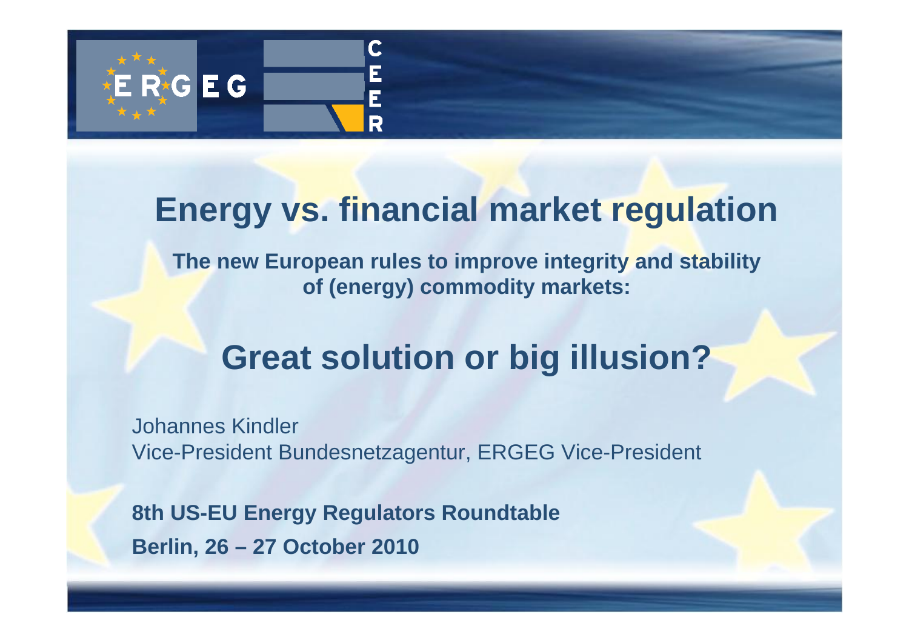ERGEG

CEER

# Energy vs. financial market regulation

**The new European rules to improve integrity and stability of (energy) commodity markets:**

## Great solution or big illusion?

Johannes Kindler
Vice-President Bundesnetzagentur, ERGEG Vice-President

**8th US-EU Energy Regulators Roundtable**
**Berlin, 26 – 27 October 2010**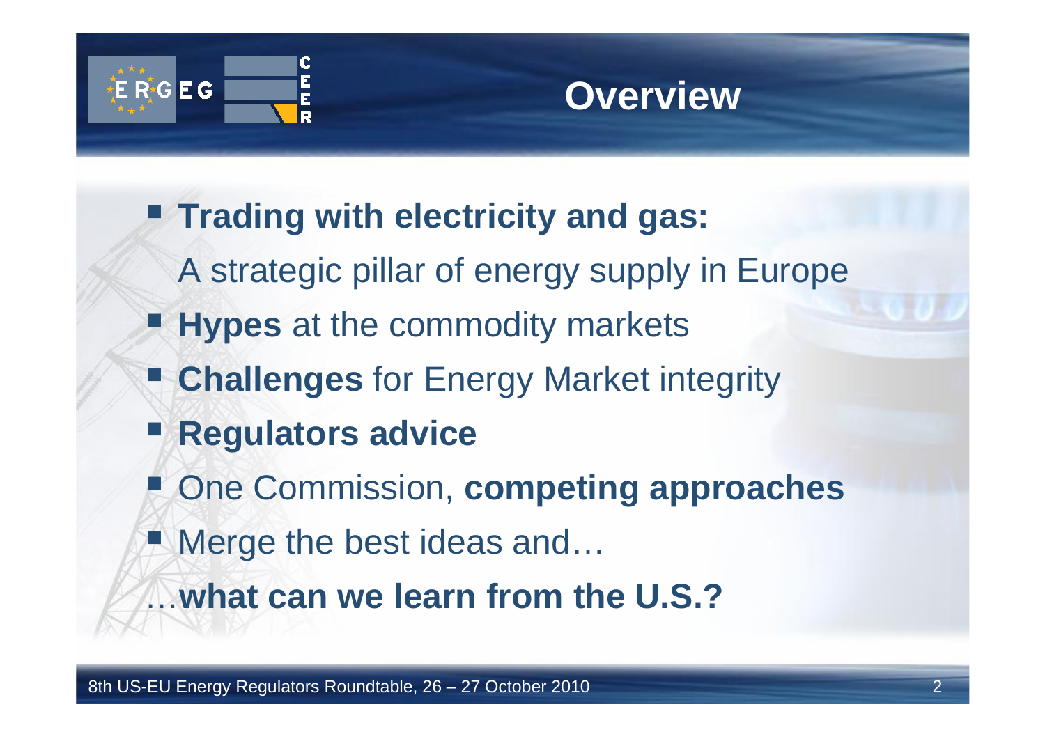# Overview

- **Trading with electricity and gas:**
  A strategic pillar of energy supply in Europe
- **Hypes** at the commodity markets
- **Challenges** for Energy Market integrity
- **Regulators advice**
- One Commission, **competing approaches**
- Merge the best ideas and…

…**what can we learn from the U.S.?**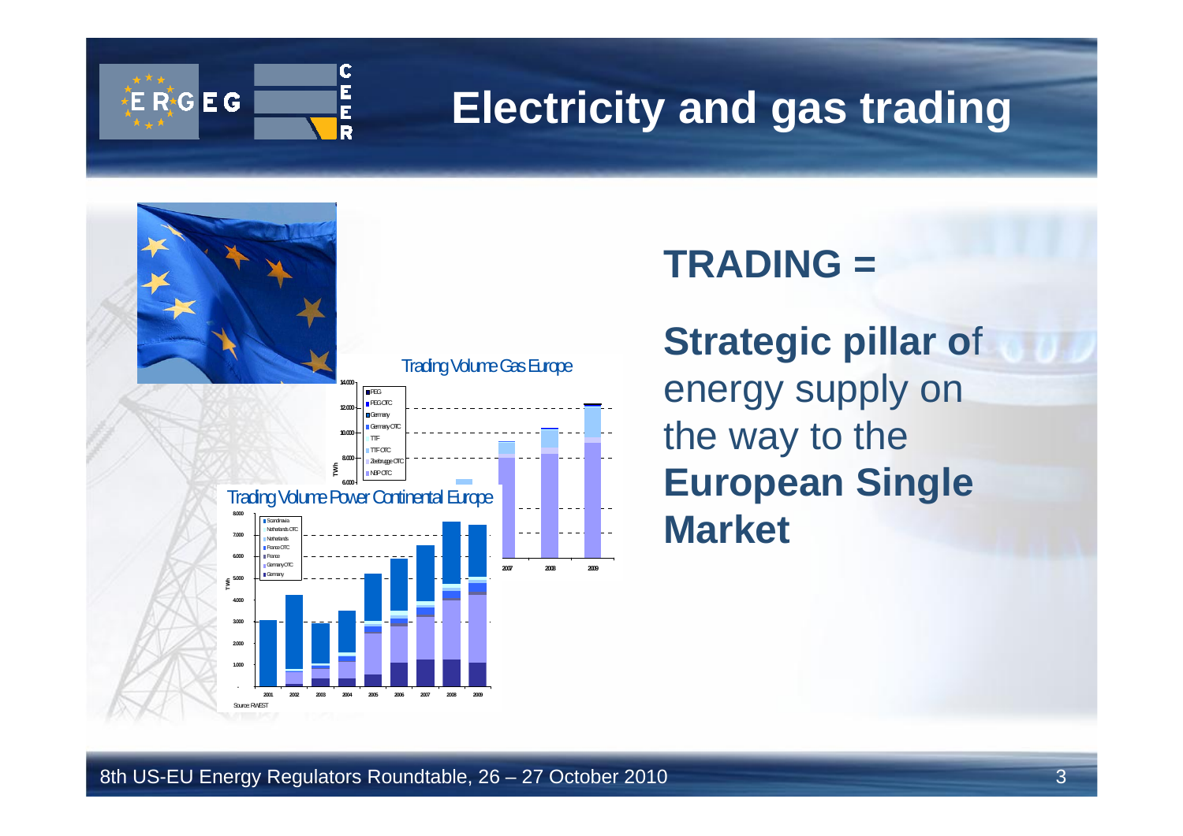# Electricity and gas trading

Trading Volume Gas Europe

Trading Volume Power Continental Europe

Source: RWEST

**TRADING =**

**Strategic pillar o**f energy supply on the way to the **European Single Market**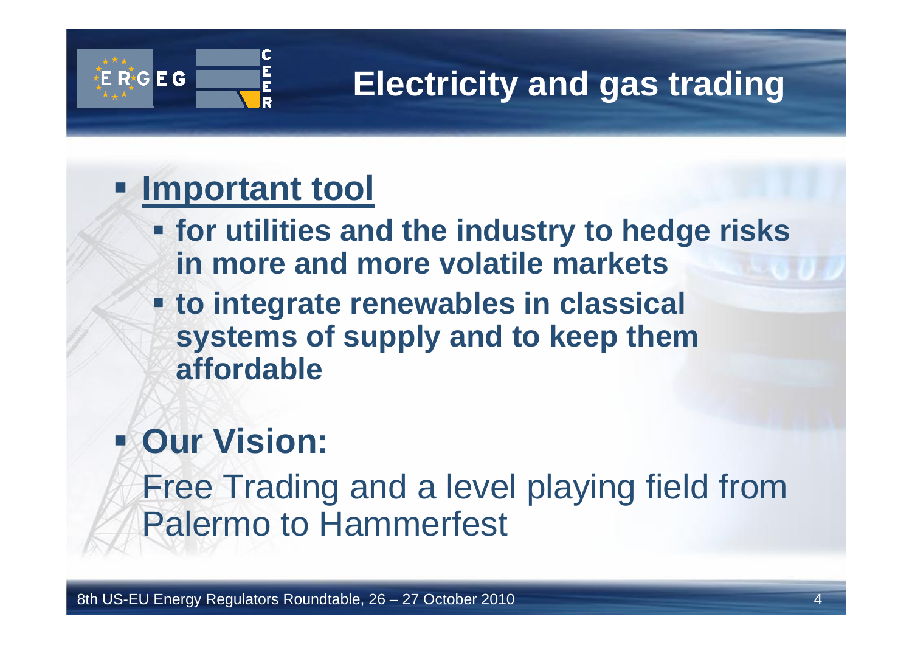# Electricity and gas trading

- **<u>Important tool</u>**
  - **for utilities and the industry to hedge risks in more and more volatile markets**
  - **to integrate renewables in classical systems of supply and to keep them affordable**
- **Our Vision:**
  Free Trading and a level playing field from Palermo to Hammerfest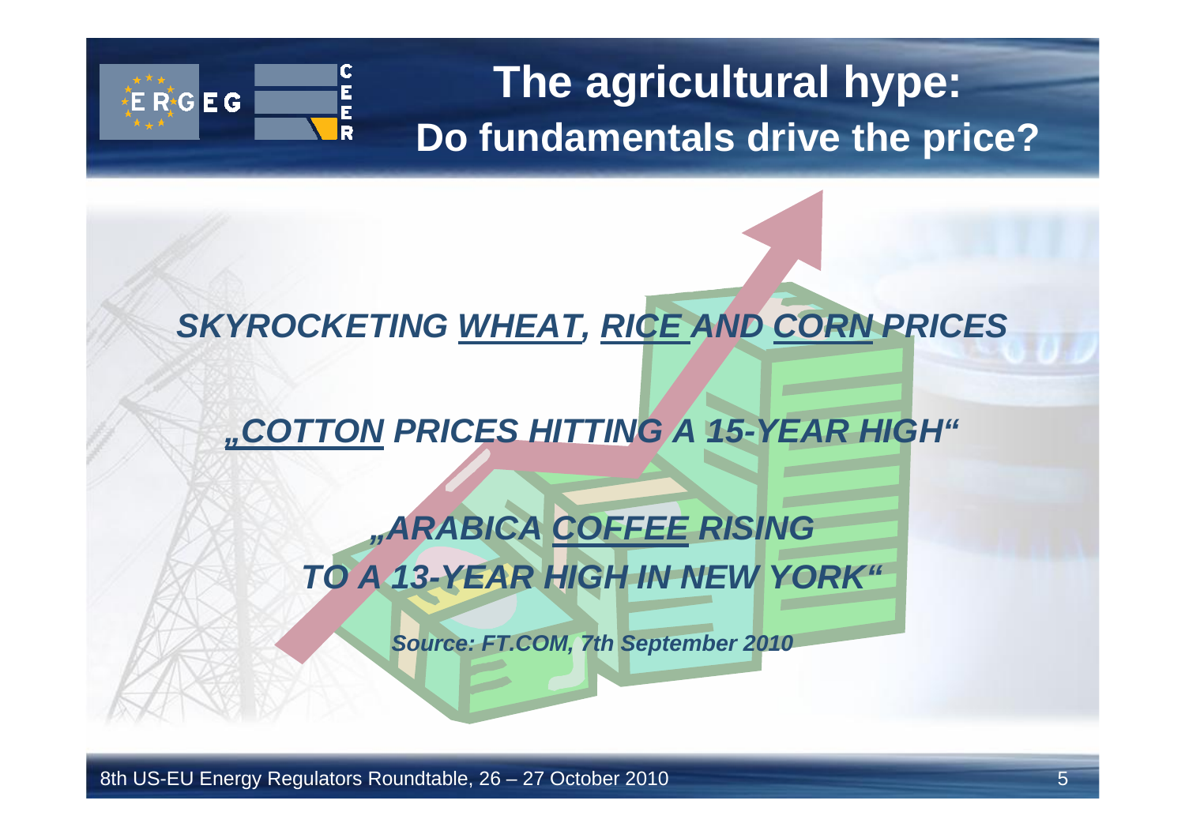# The agricultural hype: Do fundamentals drive the price?

***SKYROCKETING WHEAT, RICE AND CORN PRICES***

***„COTTON PRICES HITTING A 15-YEAR HIGH"***

***„ARABICA COFFEE RISING TO A 13-YEAR HIGH IN NEW YORK"***

***Source: FT.COM, 7th September 2010***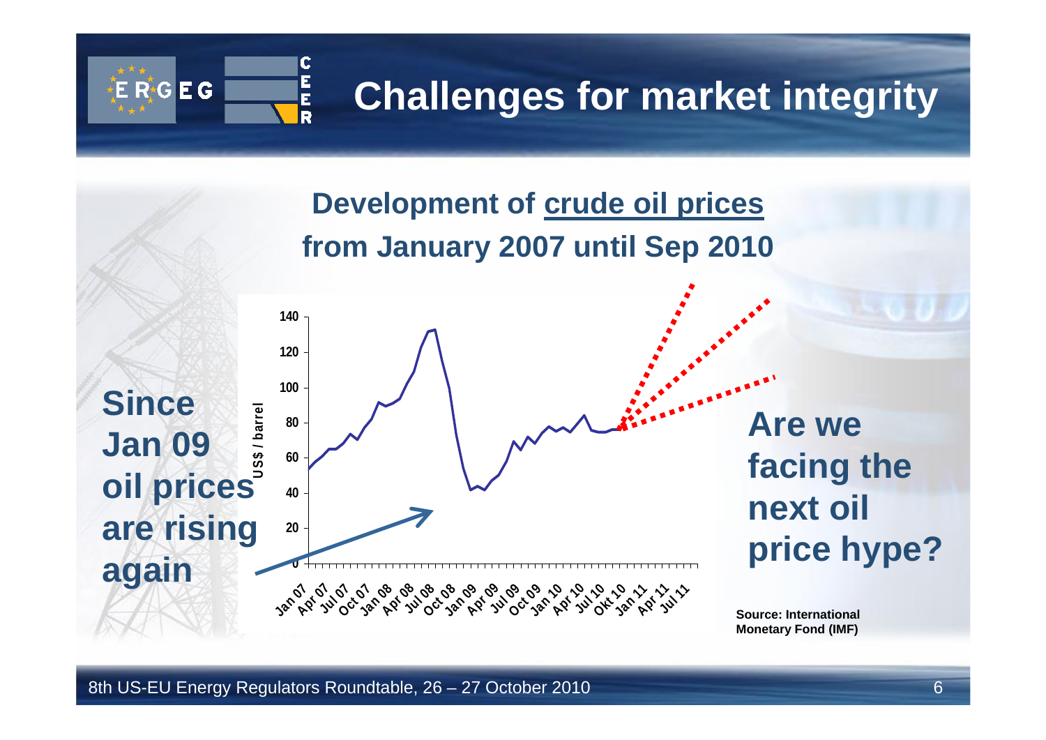# Challenges for market integrity

## Development of crude oil prices from January 2007 until Sep 2010

**Since Jan 09 oil prices are rising again**

**Are we facing the next oil price hype?**

Source: International Monetary Fond (IMF)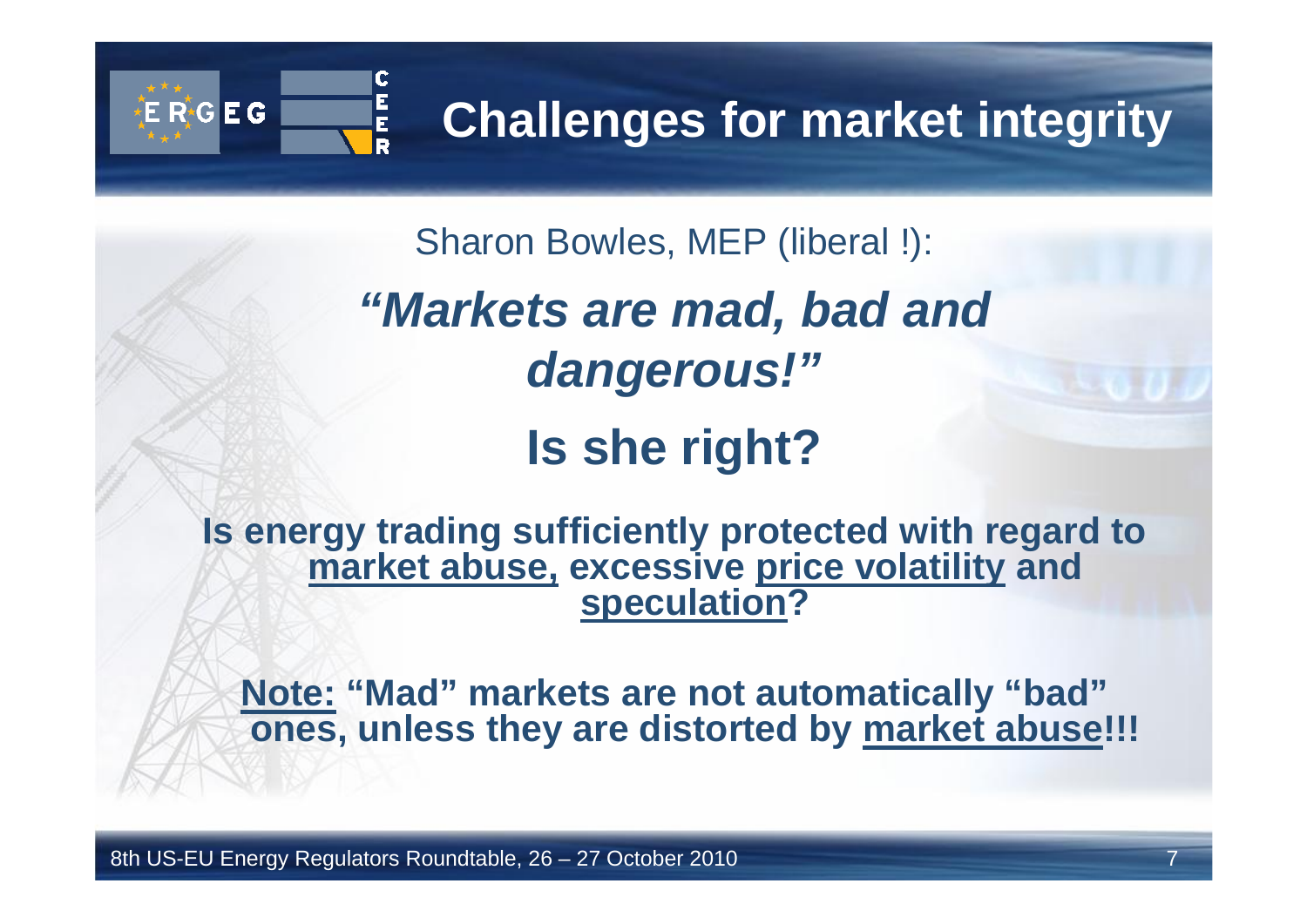# Challenges for market integrity

Sharon Bowles, MEP (liberal !):

***"Markets are mad, bad and dangerous!"***

## Is she right?

**Is energy trading sufficiently protected with regard to <u>market abuse,</u> excessive <u>price volatility</u> and <u>speculation</u>?**

**<u>Note:</u> "Mad" markets are not automatically "bad" ones, unless they are distorted by <u>market abuse</u>!!!**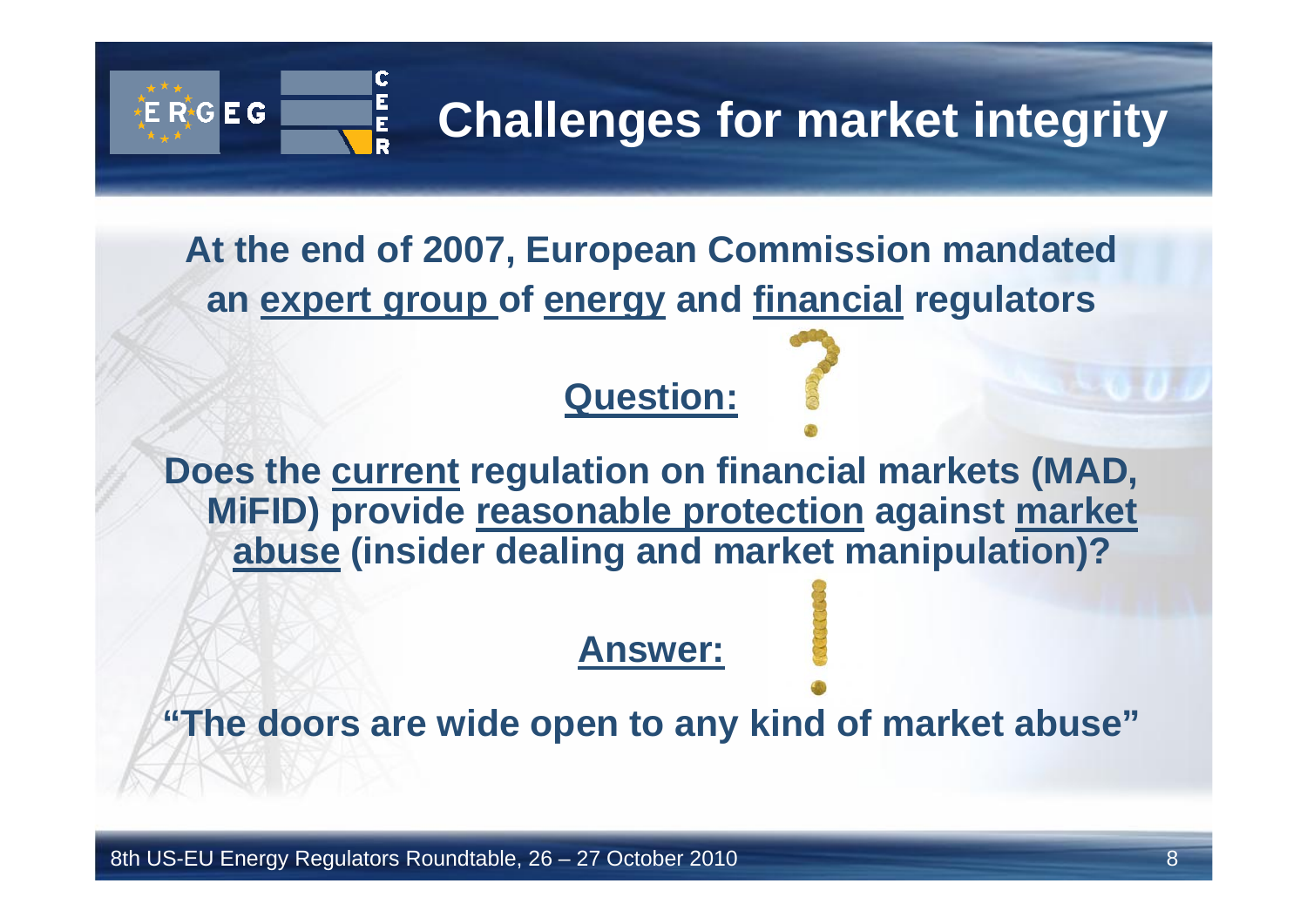# Challenges for market integrity

**At the end of 2007, European Commission mandated an expert group of energy and financial regulators**

**Question:**

**Does the current regulation on financial markets (MAD, MiFID) provide reasonable protection against market abuse (insider dealing and market manipulation)?**

**Answer:**

**"The doors are wide open to any kind of market abuse"**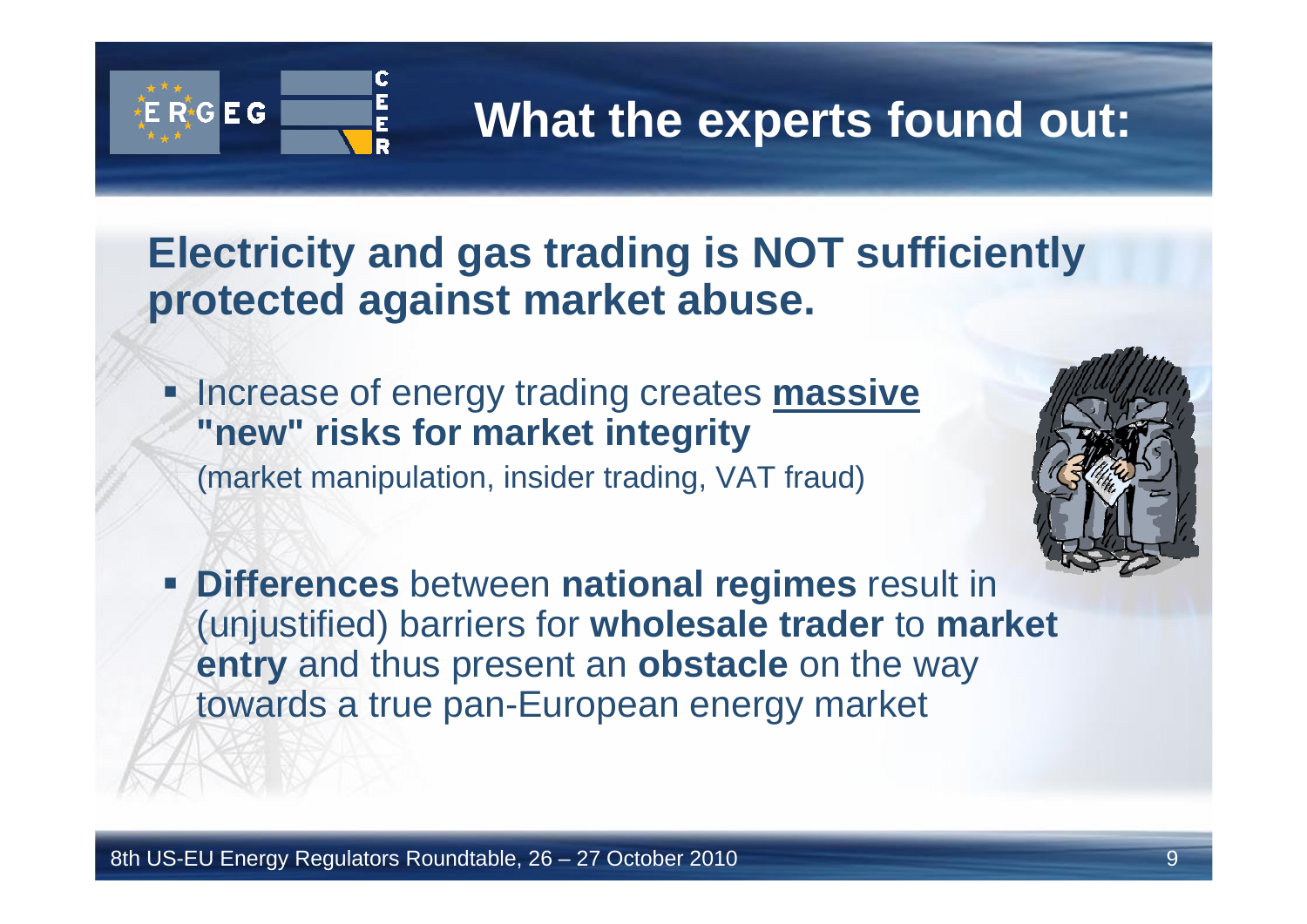# What the experts found out:

## Electricity and gas trading is NOT sufficiently protected against market abuse.

- Increase of energy trading creates **massive "new" risks for market integrity**
  (market manipulation, insider trading, VAT fraud)

- **Differences** between **national regimes** result in (unjustified) barriers for **wholesale trader** to **market entry** and thus present an **obstacle** on the way towards a true pan-European energy market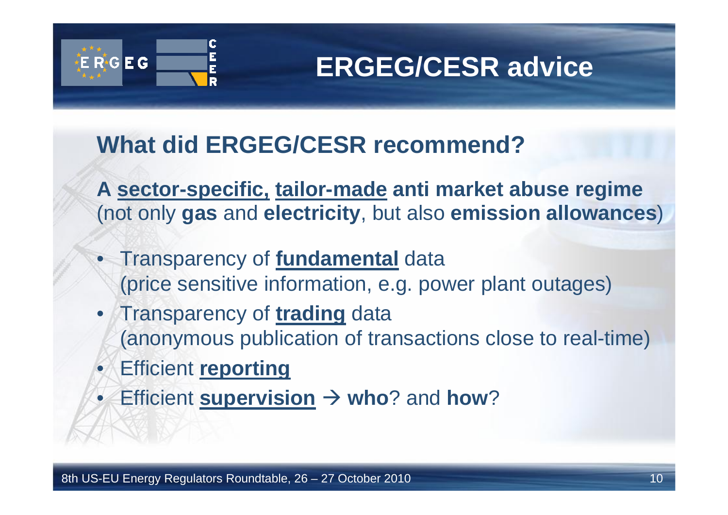# ERGEG/CESR advice

## What did ERGEG/CESR recommend?

**A sector-specific, tailor-made anti market abuse regime** (not only **gas** and **electricity**, but also **emission allowances**)

- Transparency of **fundamental** data (price sensitive information, e.g. power plant outages)
- Transparency of **trading** data (anonymous publication of transactions close to real-time)
- Efficient **reporting**
- Efficient **supervision** → **who**? and **how**?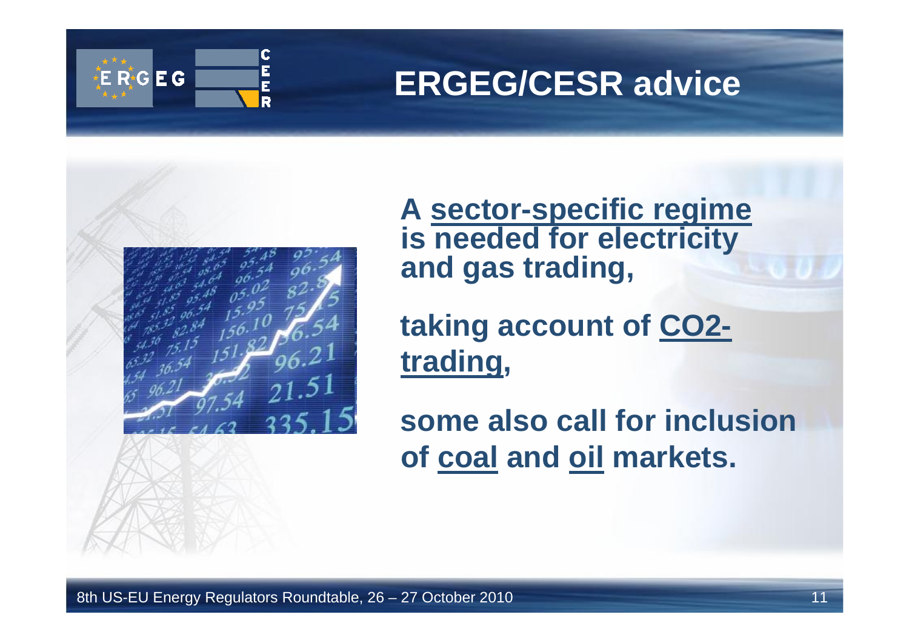# ERGEG/CESR advice

**A sector-specific regime is needed for electricity and gas trading,**

**taking account of CO2-trading,**

**some also call for inclusion of coal and oil markets.**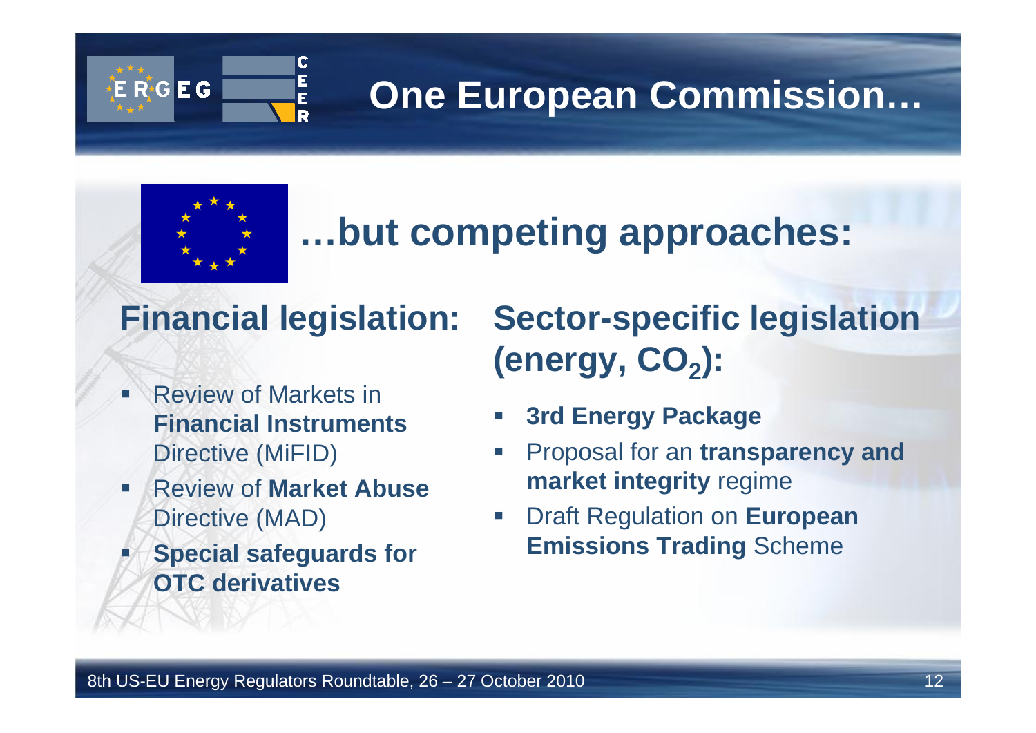# One European Commission…

## …but competing approaches:

### Financial legislation:

- Review of Markets in **Financial Instruments** Directive (MiFID)
- Review of **Market Abuse** Directive (MAD)
- **Special safeguards for OTC derivatives**

### Sector-specific legislation (energy, $CO_2$):

- **3rd Energy Package**
- Proposal for an **transparency and market integrity** regime
- Draft Regulation on **European Emissions Trading** Scheme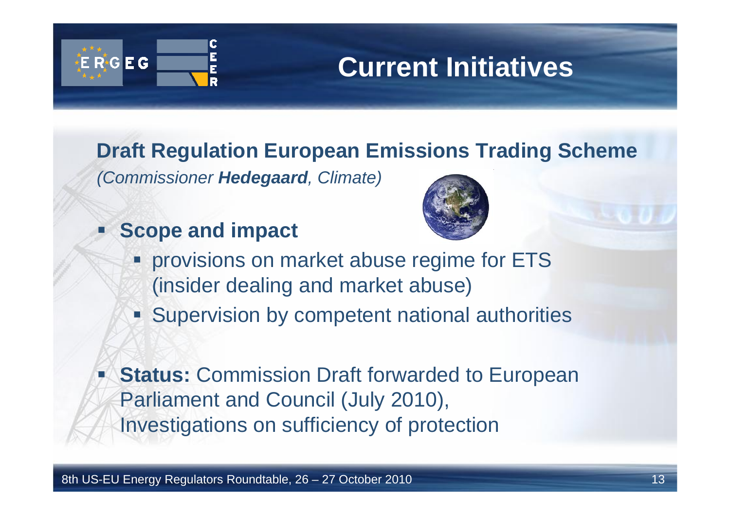# Current Initiatives

## Draft Regulation European Emissions Trading Scheme

*(Commissioner **Hedegaard**, Climate)*

- **Scope and impact**
  - provisions on market abuse regime for ETS (insider dealing and market abuse)
  - Supervision by competent national authorities

- **Status:** Commission Draft forwarded to European Parliament and Council (July 2010), Investigations on sufficiency of protection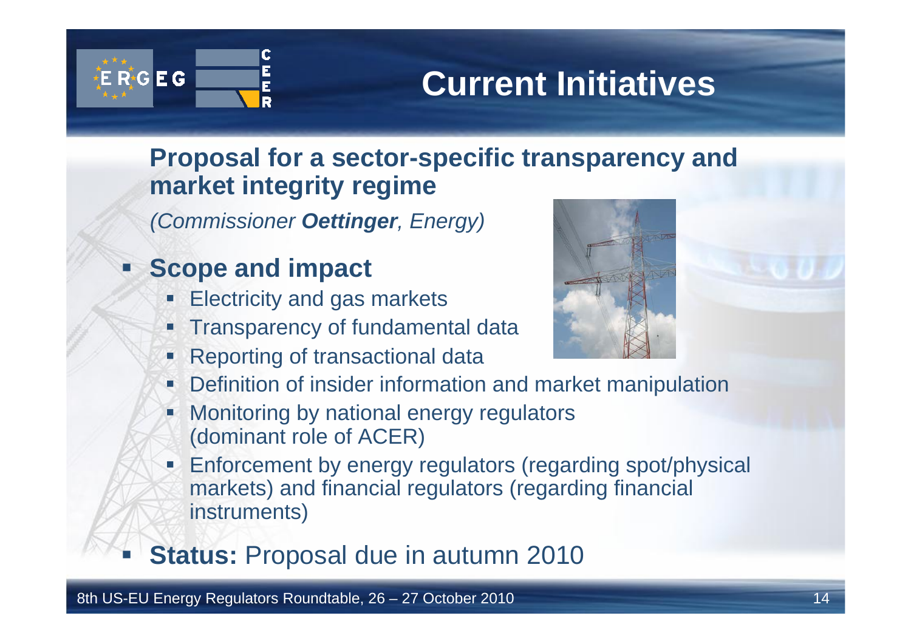# Current Initiatives

## Proposal for a sector-specific transparency and market integrity regime

*(Commissioner **Oettinger**, Energy)*

- **Scope and impact**
  - Electricity and gas markets
  - Transparency of fundamental data
  - Reporting of transactional data
  - Definition of insider information and market manipulation
  - Monitoring by national energy regulators (dominant role of ACER)
  - Enforcement by energy regulators (regarding spot/physical markets) and financial regulators (regarding financial instruments)
- **Status:** Proposal due in autumn 2010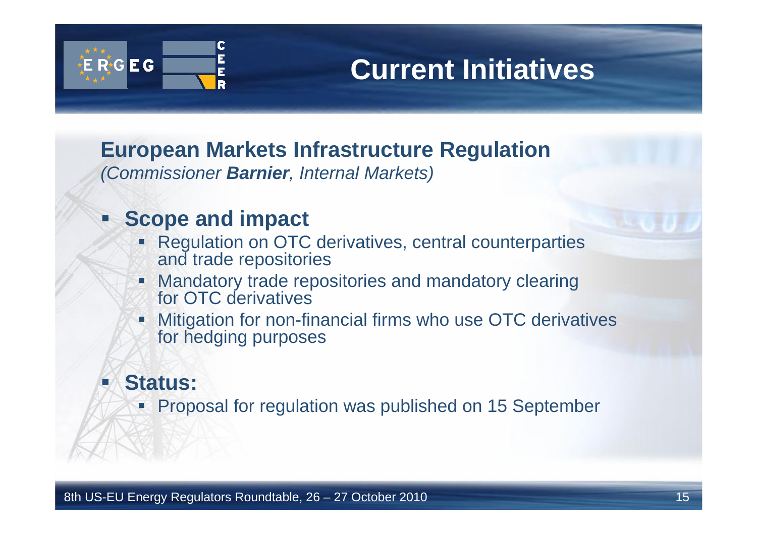# Current Initiatives

## European Markets Infrastructure Regulation

*(Commissioner **Barnier**, Internal Markets)*

- **Scope and impact**
  - Regulation on OTC derivatives, central counterparties and trade repositories
  - Mandatory trade repositories and mandatory clearing for OTC derivatives
  - Mitigation for non-financial firms who use OTC derivatives for hedging purposes
- **Status:**
  - Proposal for regulation was published on 15 September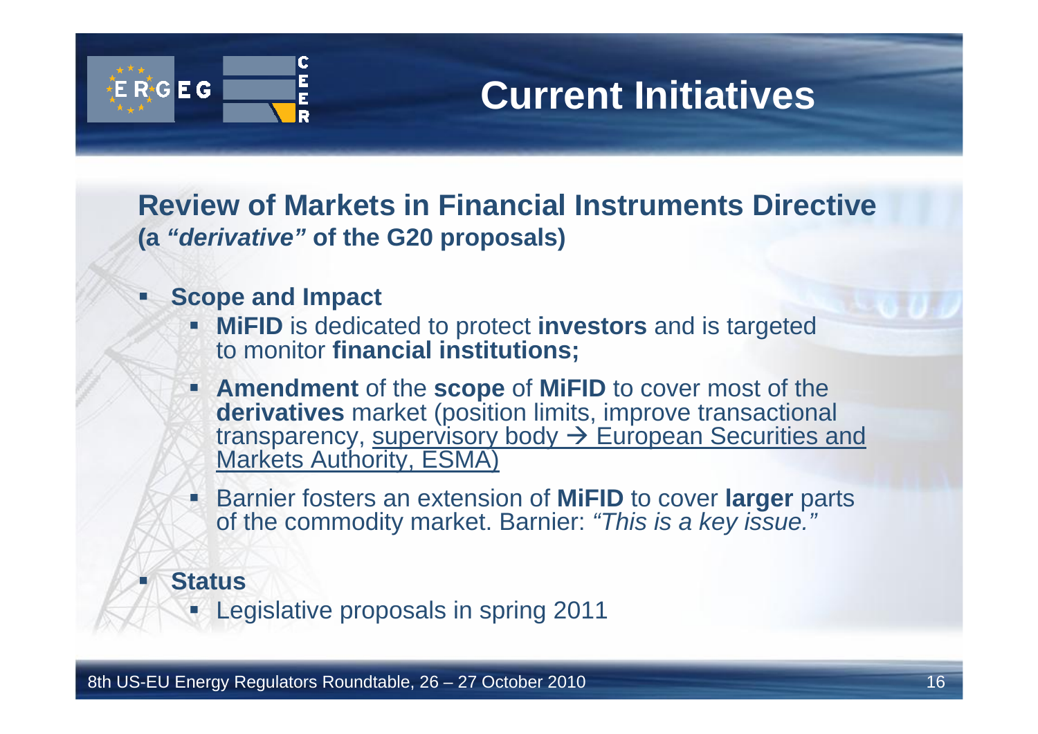# Current Initiatives

## Review of Markets in Financial Instruments Directive

**(a *"derivative"* of the G20 proposals)**

- **Scope and Impact**
  - **MiFID** is dedicated to protect **investors** and is targeted to monitor **financial institutions;**
  - **Amendment** of the **scope** of **MiFID** to cover most of the **derivatives** market (position limits, improve transactional transparency, supervisory body → European Securities and Markets Authority, ESMA)
  - Barnier fosters an extension of **MiFID** to cover **larger** parts of the commodity market. Barnier: *"This is a key issue."*
- **Status**
  - Legislative proposals in spring 2011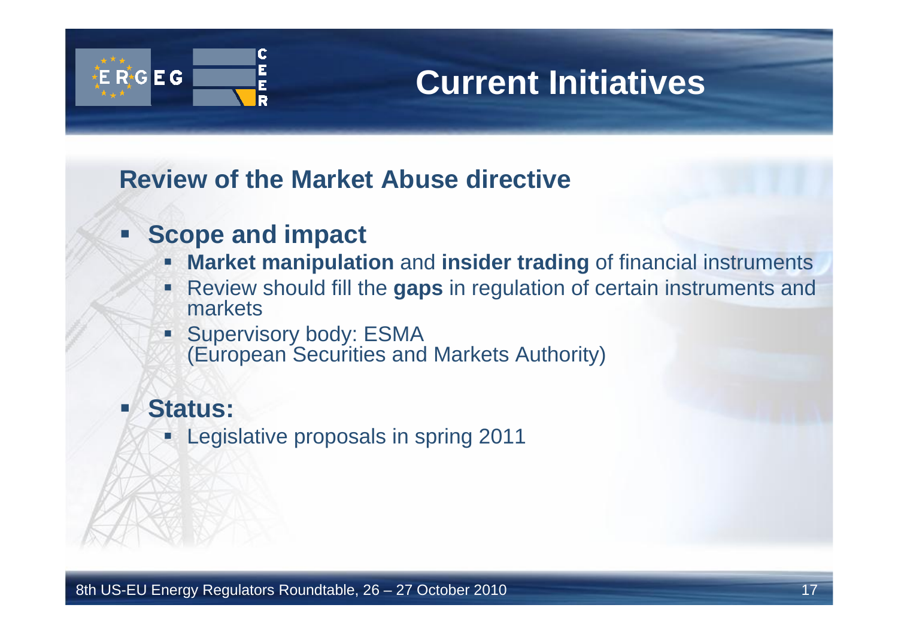# Current Initiatives

## Review of the Market Abuse directive

- **Scope and impact**
  - **Market manipulation** and **insider trading** of financial instruments
  - Review should fill the **gaps** in regulation of certain instruments and markets
  - Supervisory body: ESMA (European Securities and Markets Authority)
- **Status:**
  - Legislative proposals in spring 2011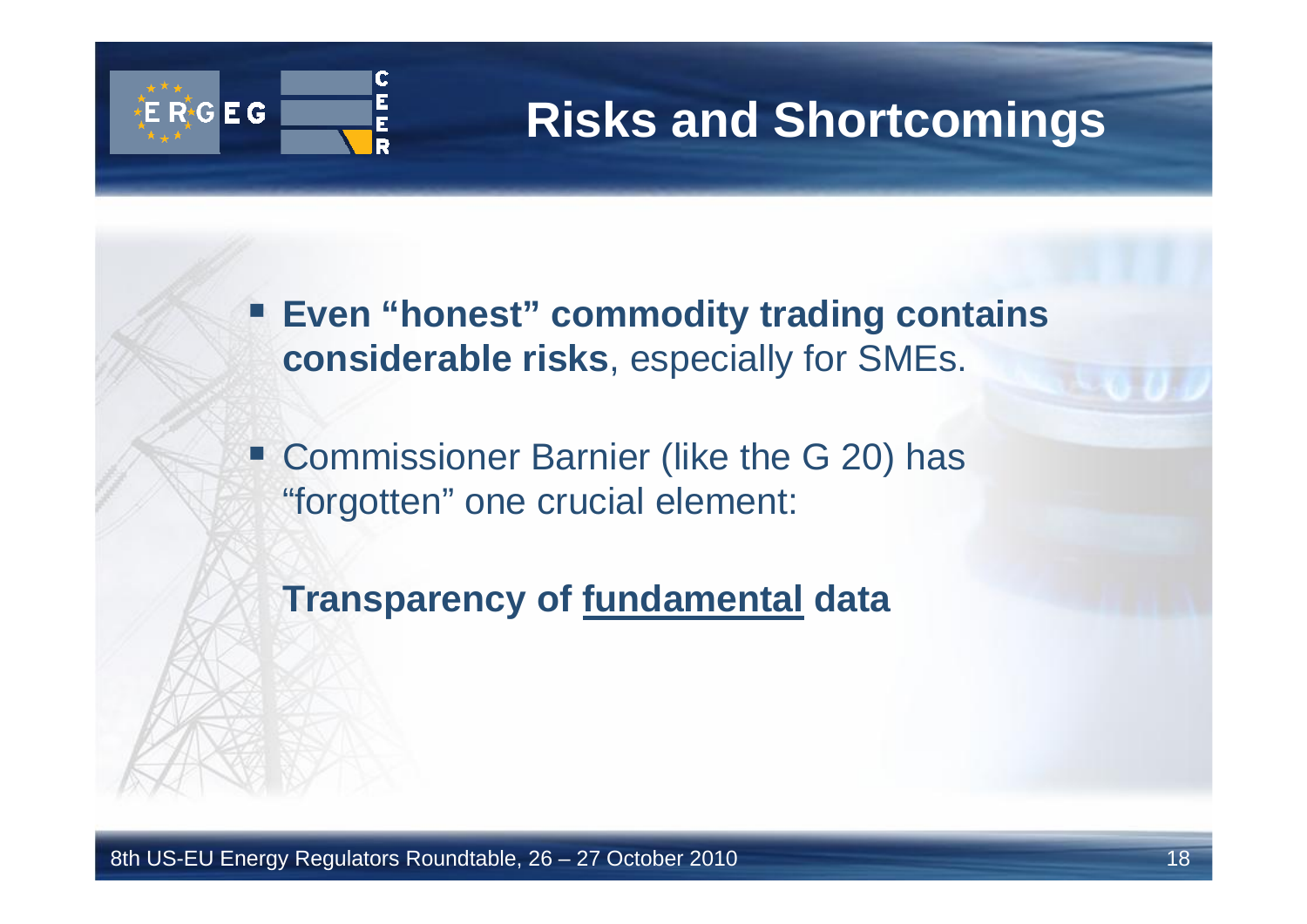# Risks and Shortcomings

- **Even "honest" commodity trading contains considerable risks**, especially for SMEs.
- Commissioner Barnier (like the G 20) has "forgotten" one crucial element:

**Transparency of <u>fundamental</u> data**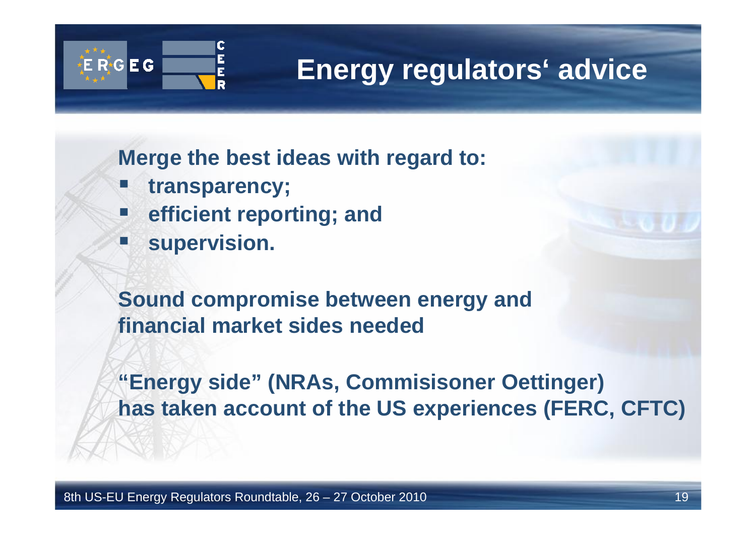# Energy regulators' advice

**Merge the best ideas with regard to:**

- **transparency;**
- **efficient reporting; and**
- **supervision.**

**Sound compromise between energy and financial market sides needed**

**"Energy side" (NRAs, Commisisoner Oettinger) has taken account of the US experiences (FERC, CFTC)**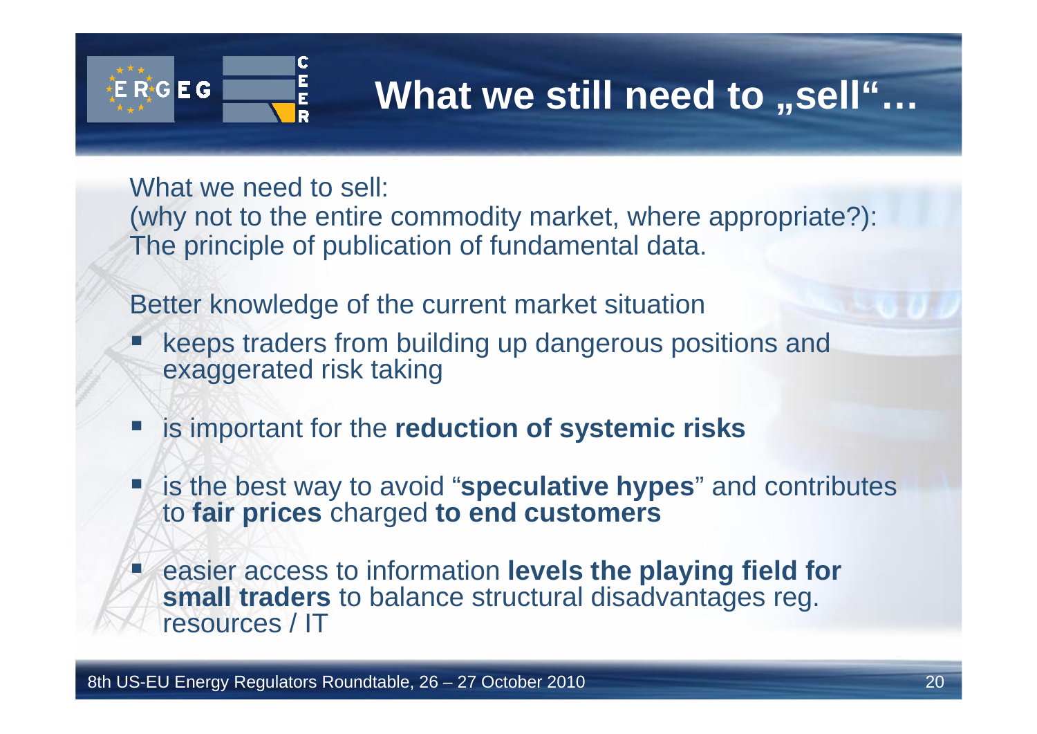# What we still need to „sell"…

What we need to sell:
(why not to the entire commodity market, where appropriate?):
The principle of publication of fundamental data.

Better knowledge of the current market situation

- keeps traders from building up dangerous positions and exaggerated risk taking
- is important for the **reduction of systemic risks**
- is the best way to avoid "**speculative hypes**" and contributes to **fair prices** charged **to end customers**
- easier access to information **levels the playing field for small traders** to balance structural disadvantages reg. resources / IT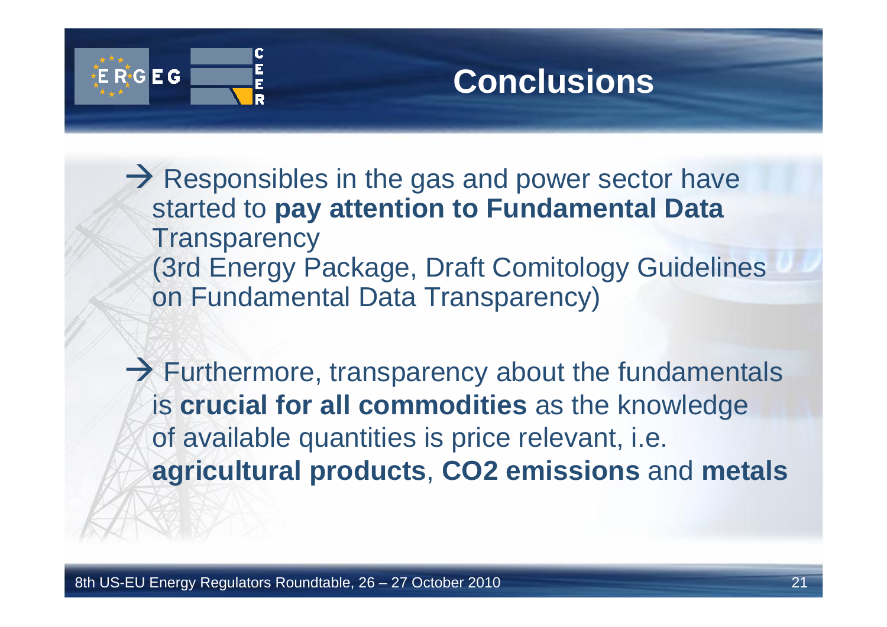# Conclusions

→ Responsibles in the gas and power sector have started to **pay attention to Fundamental Data** Transparency (3rd Energy Package, Draft Comitology Guidelines on Fundamental Data Transparency)

→ Furthermore, transparency about the fundamentals is **crucial for all commodities** as the knowledge of available quantities is price relevant, i.e. **agricultural products**, **CO2 emissions** and **metals**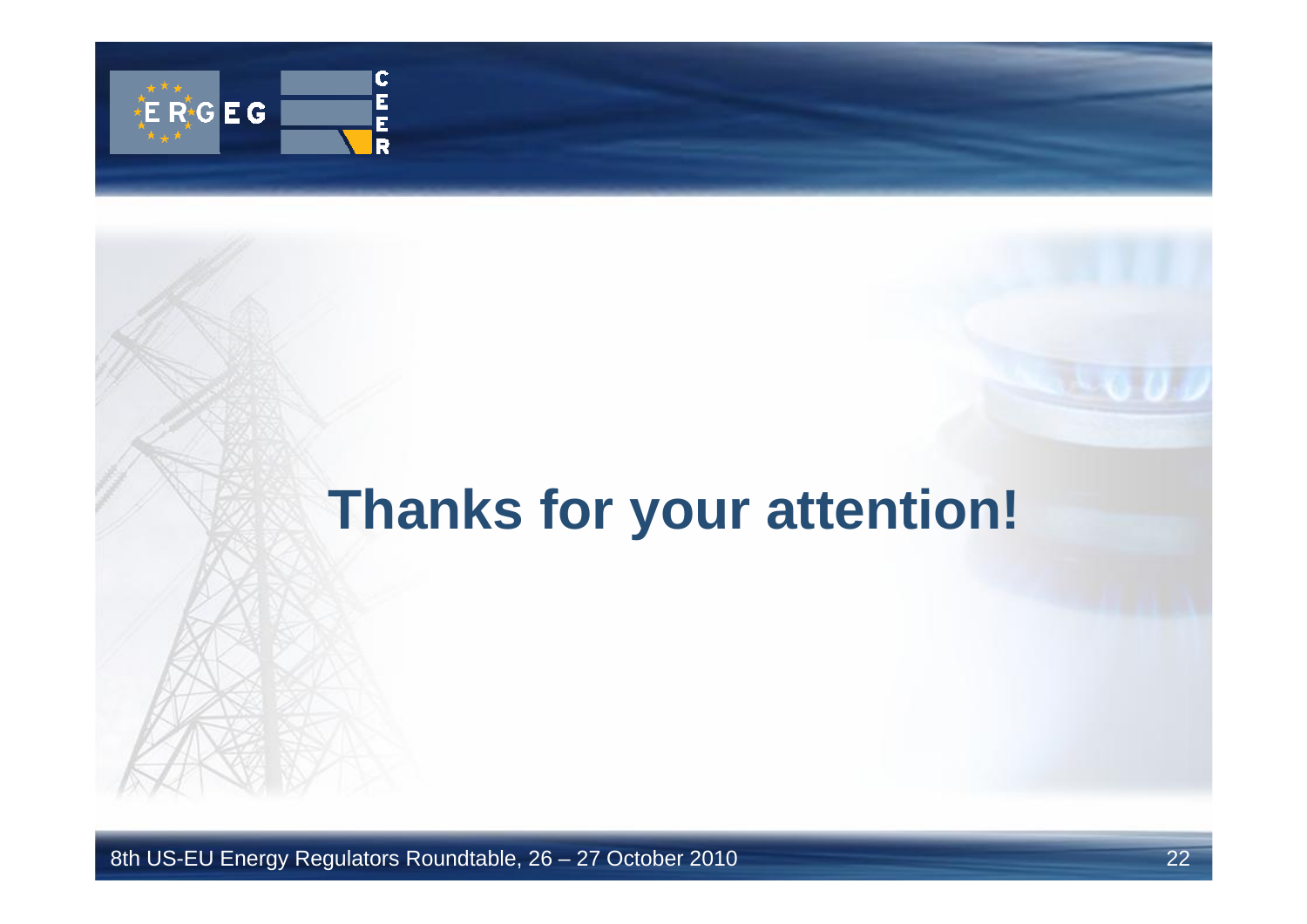# Thanks for your attention!